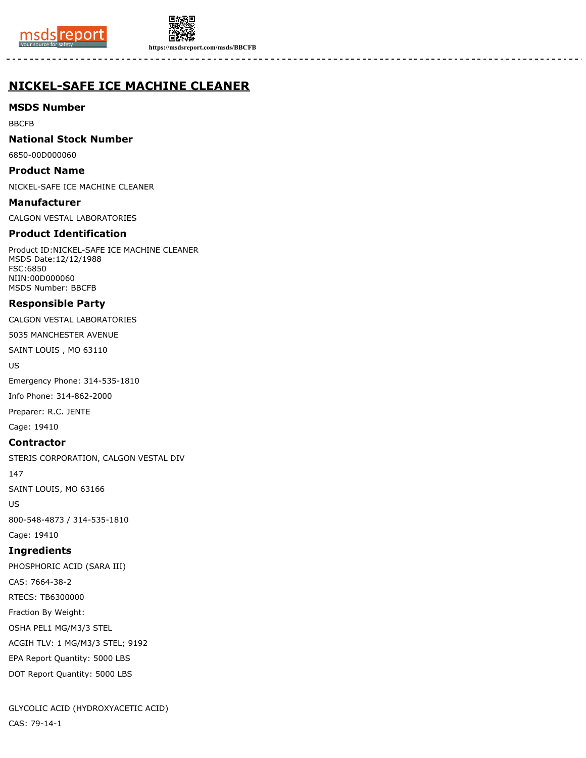# NICKEL-SAFE ICE MACHINE CLEANER

## MSDS Number

BBCFB

## National Stock Number

6850-00D000060

## Product Name

NICKEL-SAFE ICE MACHINE CLEANER

## Manufacturer

CALGON VESTAL LABORATORIES

## Product Identification

Product ID:NICKEL-SAFE ICE MACHINE CLEANER
MSDS Date:12/12/1988
FSC:6850
NIIN:00D000060
MSDS Number: BBCFB

## Responsible Party

CALGON VESTAL LABORATORIES

5035 MANCHESTER AVENUE

SAINT LOUIS , MO 63110

US

Emergency Phone: 314-535-1810

Info Phone: 314-862-2000

Preparer: R.C. JENTE

Cage: 19410

## Contractor

STERIS CORPORATION, CALGON VESTAL DIV

147

SAINT LOUIS, MO 63166

US

800-548-4873 / 314-535-1810

Cage: 19410

## Ingredients

PHOSPHORIC ACID (SARA III)

CAS: 7664-38-2

RTECS: TB6300000

Fraction By Weight:

OSHA PEL1 MG/M3/3 STEL

ACGIH TLV: 1 MG/M3/3 STEL; 9192

EPA Report Quantity: 5000 LBS

DOT Report Quantity: 5000 LBS

GLYCOLIC ACID (HYDROXYACETIC ACID)

CAS: 79-14-1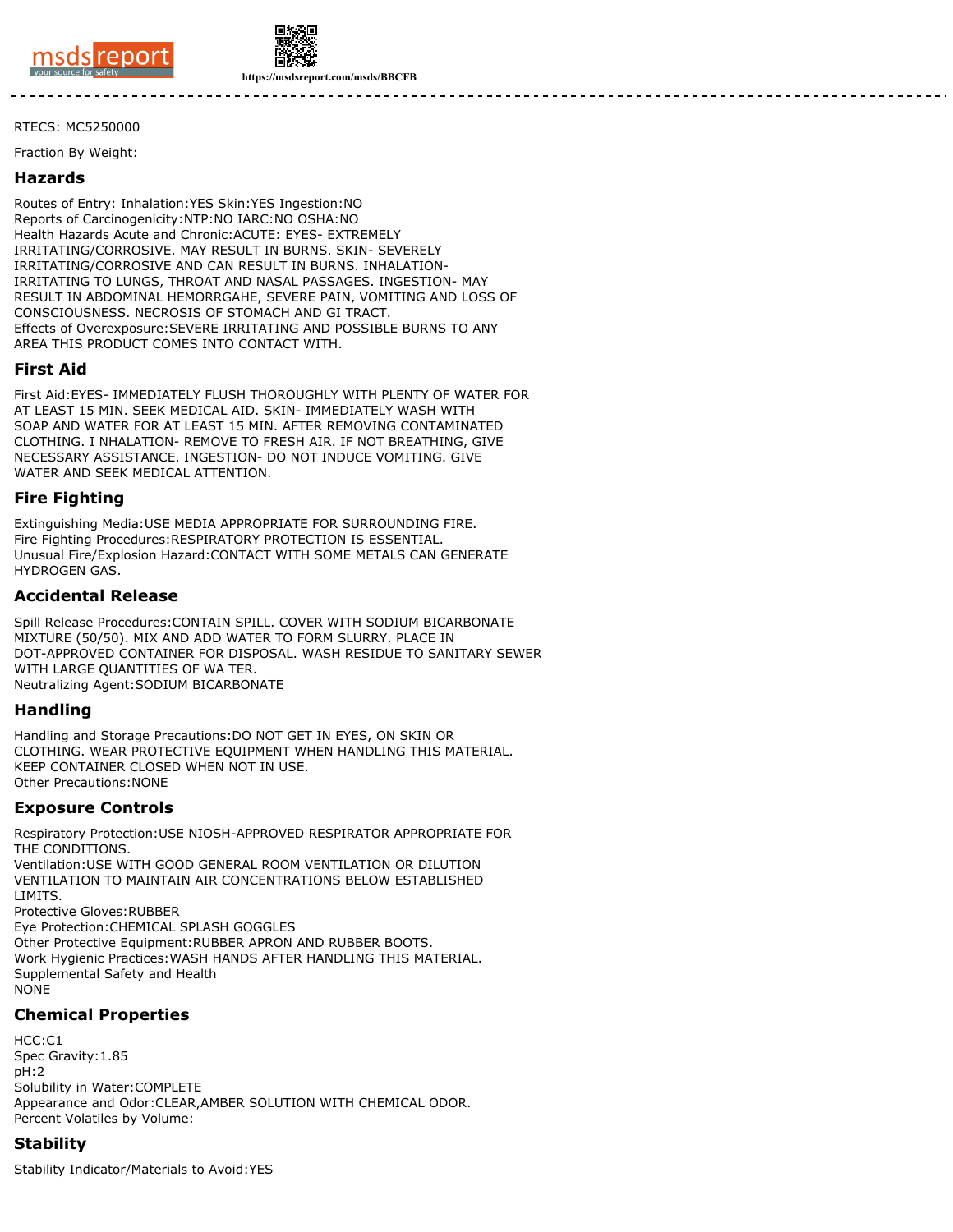RTECS: MC5250000

Fraction By Weight:

## Hazards

Routes of Entry: Inhalation:YES Skin:YES Ingestion:NO
Reports of Carcinogenicity:NTP:NO IARC:NO OSHA:NO
Health Hazards Acute and Chronic:ACUTE: EYES- EXTREMELY IRRITATING/CORROSIVE. MAY RESULT IN BURNS. SKIN- SEVERELY IRRITATING/CORROSIVE AND CAN RESULT IN BURNS. INHALATION- IRRITATING TO LUNGS, THROAT AND NASAL PASSAGES. INGESTION- MAY RESULT IN ABDOMINAL HEMORRGAHE, SEVERE PAIN, VOMITING AND LOSS OF CONSCIOUSNESS. NECROSIS OF STOMACH AND GI TRACT.
Effects of Overexposure:SEVERE IRRITATING AND POSSIBLE BURNS TO ANY AREA THIS PRODUCT COMES INTO CONTACT WITH.

## First Aid

First Aid:EYES- IMMEDIATELY FLUSH THOROUGHLY WITH PLENTY OF WATER FOR AT LEAST 15 MIN. SEEK MEDICAL AID. SKIN- IMMEDIATELY WASH WITH SOAP AND WATER FOR AT LEAST 15 MIN. AFTER REMOVING CONTAMINATED CLOTHING. I NHALATION- REMOVE TO FRESH AIR. IF NOT BREATHING, GIVE NECESSARY ASSISTANCE. INGESTION- DO NOT INDUCE VOMITING. GIVE WATER AND SEEK MEDICAL ATTENTION.

## Fire Fighting

Extinguishing Media:USE MEDIA APPROPRIATE FOR SURROUNDING FIRE.
Fire Fighting Procedures:RESPIRATORY PROTECTION IS ESSENTIAL.
Unusual Fire/Explosion Hazard:CONTACT WITH SOME METALS CAN GENERATE HYDROGEN GAS.

## Accidental Release

Spill Release Procedures:CONTAIN SPILL. COVER WITH SODIUM BICARBONATE MIXTURE (50/50). MIX AND ADD WATER TO FORM SLURRY. PLACE IN DOT-APPROVED CONTAINER FOR DISPOSAL. WASH RESIDUE TO SANITARY SEWER WITH LARGE QUANTITIES OF WA TER.
Neutralizing Agent:SODIUM BICARBONATE

## Handling

Handling and Storage Precautions:DO NOT GET IN EYES, ON SKIN OR CLOTHING. WEAR PROTECTIVE EQUIPMENT WHEN HANDLING THIS MATERIAL. KEEP CONTAINER CLOSED WHEN NOT IN USE.
Other Precautions:NONE

## Exposure Controls

Respiratory Protection:USE NIOSH-APPROVED RESPIRATOR APPROPRIATE FOR THE CONDITIONS.
Ventilation:USE WITH GOOD GENERAL ROOM VENTILATION OR DILUTION VENTILATION TO MAINTAIN AIR CONCENTRATIONS BELOW ESTABLISHED LIMITS.
Protective Gloves:RUBBER
Eye Protection:CHEMICAL SPLASH GOGGLES
Other Protective Equipment:RUBBER APRON AND RUBBER BOOTS.
Work Hygienic Practices:WASH HANDS AFTER HANDLING THIS MATERIAL.
Supplemental Safety and Health
NONE

## Chemical Properties

HCC:C1
Spec Gravity:1.85
pH:2
Solubility in Water:COMPLETE
Appearance and Odor:CLEAR,AMBER SOLUTION WITH CHEMICAL ODOR.
Percent Volatiles by Volume:

## Stability

Stability Indicator/Materials to Avoid:YES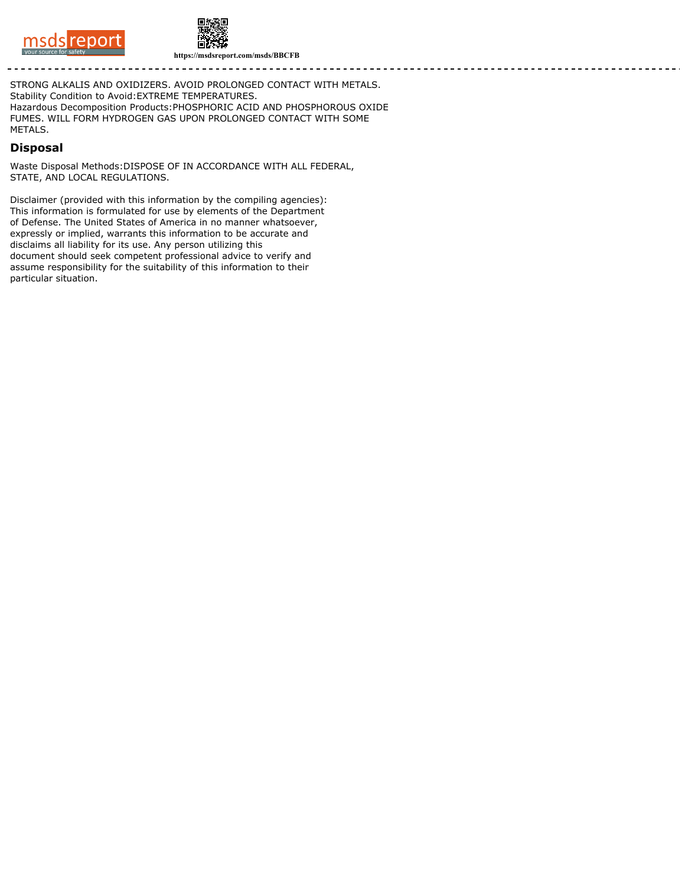STRONG ALKALIS AND OXIDIZERS. AVOID PROLONGED CONTACT WITH METALS.
Stability Condition to Avoid:EXTREME TEMPERATURES.
Hazardous Decomposition Products:PHOSPHORIC ACID AND PHOSPHOROUS OXIDE FUMES. WILL FORM HYDROGEN GAS UPON PROLONGED CONTACT WITH SOME METALS.

## Disposal

Waste Disposal Methods:DISPOSE OF IN ACCORDANCE WITH ALL FEDERAL, STATE, AND LOCAL REGULATIONS.

Disclaimer (provided with this information by the compiling agencies): This information is formulated for use by elements of the Department of Defense. The United States of America in no manner whatsoever, expressly or implied, warrants this information to be accurate and disclaims all liability for its use. Any person utilizing this document should seek competent professional advice to verify and assume responsibility for the suitability of this information to their particular situation.